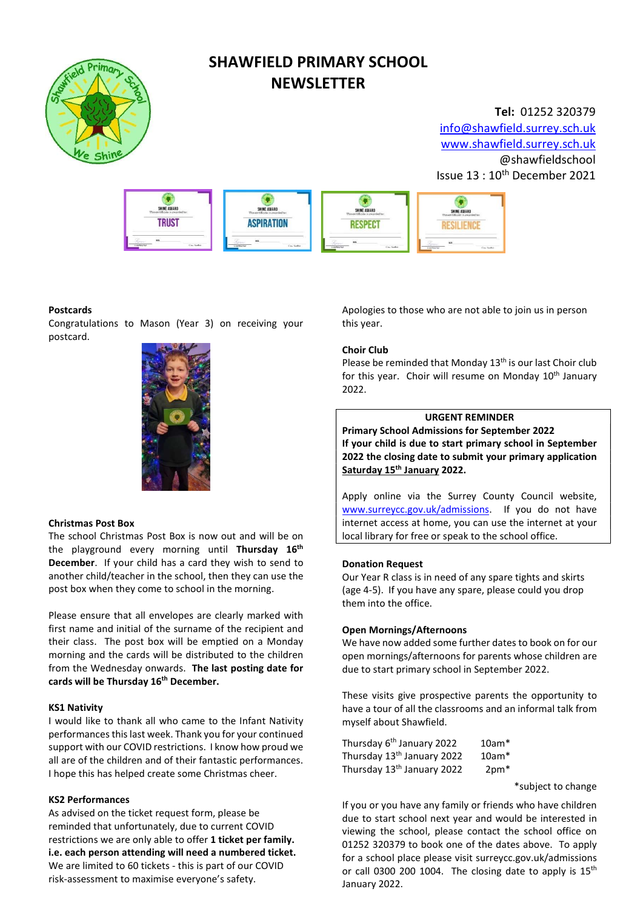# SHAWFIELD PRIMARY SCHOOL NEWSLETTER

**Tel:** 01252 320379
info@shawfield.surrey.sch.uk
www.shawfield.surrey.sch.uk
@shawfieldschool
Issue 13 : 10th December 2021

### Postcards

Congratulations to Mason (Year 3) on receiving your postcard.

### Christmas Post Box

The school Christmas Post Box is now out and will be on the playground every morning until **Thursday 16th December**. If your child has a card they wish to send to another child/teacher in the school, then they can use the post box when they come to school in the morning.

Please ensure that all envelopes are clearly marked with first name and initial of the surname of the recipient and their class. The post box will be emptied on a Monday morning and the cards will be distributed to the children from the Wednesday onwards. **The last posting date for cards will be Thursday 16th December.**

### KS1 Nativity

I would like to thank all who came to the Infant Nativity performances this last week. Thank you for your continued support with our COVID restrictions. I know how proud we all are of the children and of their fantastic performances. I hope this has helped create some Christmas cheer.

### KS2 Performances

As advised on the ticket request form, please be reminded that unfortunately, due to current COVID restrictions we are only able to offer **1 ticket per family. i.e. each person attending will need a numbered ticket.** We are limited to 60 tickets - this is part of our COVID risk-assessment to maximise everyone's safety.

Apologies to those who are not able to join us in person this year.

### Choir Club

Please be reminded that Monday 13th is our last Choir club for this year. Choir will resume on Monday 10th January 2022.

### URGENT REMINDER

**Primary School Admissions for September 2022**

**If your child is due to start primary school in September 2022 the closing date to submit your primary application Saturday 15th January 2022.**

Apply online via the Surrey County Council website, www.surreycc.gov.uk/admissions. If you do not have internet access at home, you can use the internet at your local library for free or speak to the school office.

### Donation Request

Our Year R class is in need of any spare tights and skirts (age 4-5). If you have any spare, please could you drop them into the office.

### Open Mornings/Afternoons

We have now added some further dates to book on for our open mornings/afternoons for parents whose children are due to start primary school in September 2022.

These visits give prospective parents the opportunity to have a tour of all the classrooms and an informal talk from myself about Shawfield.

| | |
|---|---|
| Thursday 6th January 2022 | 10am* |
| Thursday 13th January 2022 | 10am* |
| Thursday 13th January 2022 | 2pm* |

*subject to change

If you or you have any family or friends who have children due to start school next year and would be interested in viewing the school, please contact the school office on 01252 320379 to book one of the dates above. To apply for a school place please visit surreycc.gov.uk/admissions or call 0300 200 1004. The closing date to apply is 15th January 2022.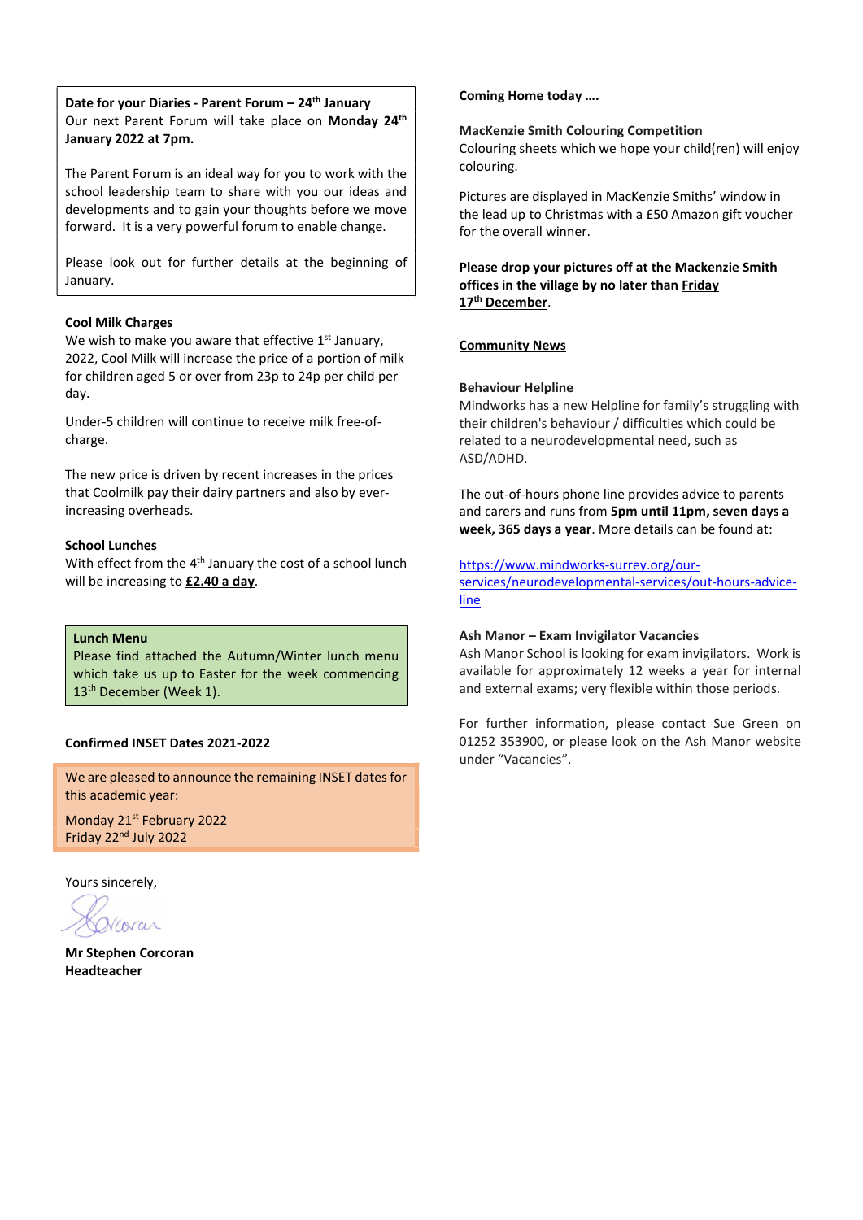**Date for your Diaries - Parent Forum – 24th January**
Our next Parent Forum will take place on **Monday 24th January 2022 at 7pm.**

The Parent Forum is an ideal way for you to work with the school leadership team to share with you our ideas and developments and to gain your thoughts before we move forward. It is a very powerful forum to enable change.

Please look out for further details at the beginning of January.

**Cool Milk Charges**
We wish to make you aware that effective 1st January, 2022, Cool Milk will increase the price of a portion of milk for children aged 5 or over from 23p to 24p per child per day.

Under-5 children will continue to receive milk free-of-charge.

The new price is driven by recent increases in the prices that Coolmilk pay their dairy partners and also by ever-increasing overheads.

**School Lunches**
With effect from the 4th January the cost of a school lunch will be increasing to **£2.40 a day**.

**Lunch Menu**
Please find attached the Autumn/Winter lunch menu which take us up to Easter for the week commencing 13th December (Week 1).

**Confirmed INSET Dates 2021-2022**

We are pleased to announce the remaining INSET dates for this academic year:

Monday 21st February 2022
Friday 22nd July 2022

Yours sincerely,

**Mr Stephen Corcoran**
**Headteacher**

**Coming Home today ….**

**MacKenzie Smith Colouring Competition**
Colouring sheets which we hope your child(ren) will enjoy colouring.

Pictures are displayed in MacKenzie Smiths' window in the lead up to Christmas with a £50 Amazon gift voucher for the overall winner.

**Please drop your pictures off at the Mackenzie Smith offices in the village by no later than Friday 17th December**.

**Community News**

**Behaviour Helpline**
Mindworks has a new Helpline for family's struggling with their children's behaviour / difficulties which could be related to a neurodevelopmental need, such as ASD/ADHD.

The out-of-hours phone line provides advice to parents and carers and runs from **5pm until 11pm, seven days a week, 365 days a year**. More details can be found at:

https://www.mindworks-surrey.org/our-services/neurodevelopmental-services/out-hours-advice-line

**Ash Manor – Exam Invigilator Vacancies**
Ash Manor School is looking for exam invigilators. Work is available for approximately 12 weeks a year for internal and external exams; very flexible within those periods.

For further information, please contact Sue Green on 01252 353900, or please look on the Ash Manor website under "Vacancies".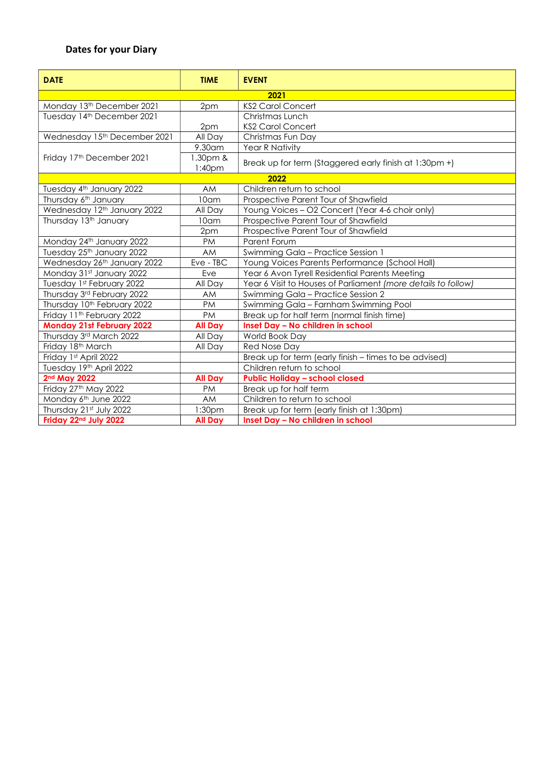## Dates for your Diary

| DATE | TIME | EVENT |
|---|---|---|
| **2021** | | |
| Monday 13th December 2021 | 2pm | KS2 Carol Concert |
| Tuesday 14th December 2021 | | Christmas Lunch |
| | 2pm | KS2 Carol Concert |
| Wednesday 15th December 2021 | All Day | Christmas Fun Day |
| Friday 17th December 2021 | 9.30am | Year R Nativity |
| | 1.30pm & 1:40pm | Break up for term (Staggered early finish at 1:30pm +) |
| **2022** | | |
| Tuesday 4th January 2022 | AM | Children return to school |
| Thursday 6th January | 10am | Prospective Parent Tour of Shawfield |
| Wednesday 12th January 2022 | All Day | Young Voices – O2 Concert (Year 4-6 choir only) |
| Thursday 13th January | 10am | Prospective Parent Tour of Shawfield |
| | 2pm | Prospective Parent Tour of Shawfield |
| Monday 24th January 2022 | PM | Parent Forum |
| Tuesday 25th January 2022 | AM | Swimming Gala – Practice Session 1 |
| Wednesday 26th January 2022 | Eve - TBC | Young Voices Parents Performance (School Hall) |
| Monday 31st January 2022 | Eve | Year 6 Avon Tyrell Residential Parents Meeting |
| Tuesday 1st February 2022 | All Day | Year 6 Visit to Houses of Parliament *(more details to follow)* |
| Thursday 3rd February 2022 | AM | Swimming Gala – Practice Session 2 |
| Thursday 10th February 2022 | PM | Swimming Gala – Farnham Swimming Pool |
| Friday 11th February 2022 | PM | Break up for half term (normal finish time) |
| **Monday 21st February 2022** | **All Day** | **Inset Day – No children in school** |
| Thursday 3rd March 2022 | All Day | World Book Day |
| Friday 18th March | All Day | Red Nose Day |
| Friday 1st April 2022 | | Break up for term (early finish – times to be advised) |
| Tuesday 19th April 2022 | | Children return to school |
| **2nd May 2022** | **All Day** | **Public Holiday – school closed** |
| Friday 27th May 2022 | PM | Break up for half term |
| Monday 6th June 2022 | AM | Children to return to school |
| Thursday 21st July 2022 | 1:30pm | Break up for term (early finish at 1:30pm) |
| **Friday 22nd July 2022** | **All Day** | **Inset Day – No children in school** |